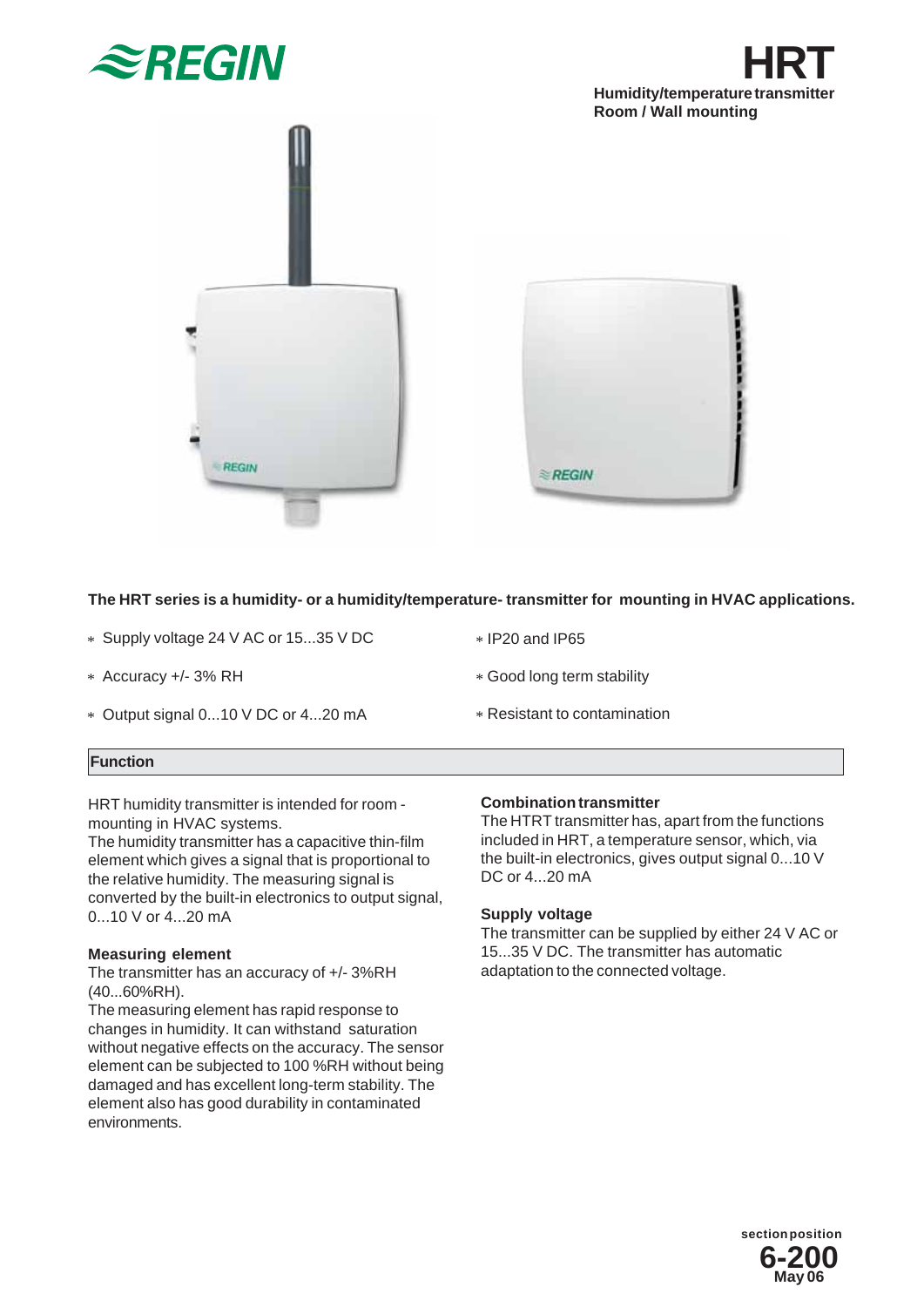# HRT

**Humidity/temperature transmitter**
**Room / Wall mounting**

**The HRT series is a humidity- or a humidity/temperature- transmitter for mounting in HVAC applications.**

- Supply voltage 24 V AC or 15...35 V DC
- Accuracy +/- 3% RH
- Output signal 0...10 V DC or 4...20 mA
- IP20 and IP65
- Good long term stability
- Resistant to contamination

## Function

HRT humidity transmitter is intended for room - mounting in HVAC systems.
The humidity transmitter has a capacitive thin-film element which gives a signal that is proportional to the relative humidity. The measuring signal is converted by the built-in electronics to output signal, 0...10 V or 4...20 mA

### Measuring element

The transmitter has an accuracy of +/- 3%RH (40...60%RH).
The measuring element has rapid response to changes in humidity. It can withstand saturation without negative effects on the accuracy. The sensor element can be subjected to 100 %RH without being damaged and has excellent long-term stability. The element also has good durability in contaminated environments.

### Combination transmitter

The HTRT transmitter has, apart from the functions included in HRT, a temperature sensor, which, via the built-in electronics, gives output signal 0...10 V DC or 4...20 mA

### Supply voltage

The transmitter can be supplied by either 24 V AC or 15...35 V DC. The transmitter has automatic adaptation to the connected voltage.

section position
**6-200**
May 06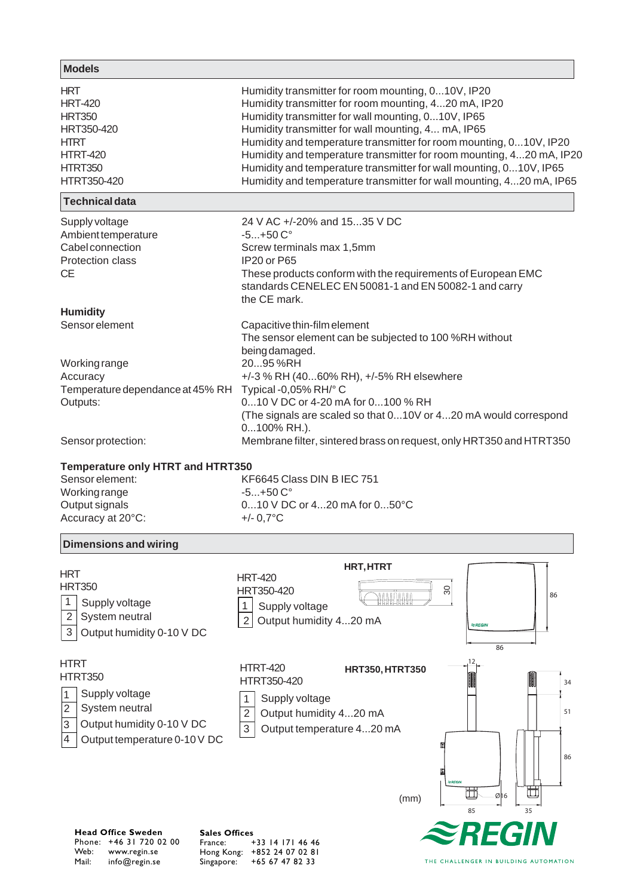## Models

| | |
|---|---|
| HRT | Humidity transmitter for room mounting, 0...10V, IP20 |
| HRT-420 | Humidity transmitter for room mounting, 4...20 mA, IP20 |
| HRT350 | Humidity transmitter for wall mounting, 0...10V, IP65 |
| HRT350-420 | Humidity transmitter for wall mounting, 4... mA, IP65 |
| HTRT | Humidity and temperature transmitter for room mounting, 0...10V, IP20 |
| HTRT-420 | Humidity and temperature transmitter for room mounting, 4...20 mA, IP20 |
| HTRT350 | Humidity and temperature transmitter for wall mounting, 0...10V, IP65 |
| HTRT350-420 | Humidity and temperature transmitter for wall mounting, 4...20 mA, IP65 |

## Technical data

| | |
|---|---|
| Supply voltage | 24 V AC +/-20% and 15...35 V DC |
| Ambient temperature | -5...+50 C° |
| Cabel connection | Screw terminals max 1,5mm |
| Protection class | IP20 or P65 |
| CE | These products conform with the requirements of European EMC standards CENELEC EN 50081-1 and EN 50082-1 and carry the CE mark. |

### Humidity

| | |
|---|---|
| Sensor element | Capacitive thin-film element<br>The sensor element can be subjected to 100 %RH without being damaged. |
| Working range | 20...95 %RH |
| Accuracy | +/-3 % RH (40...60% RH), +/-5% RH elsewhere |
| Temperature dependance at 45% RH | Typical -0,05% RH/° C |
| Outputs: | 0...10 V DC or 4-20 mA for 0...100 % RH<br>(The signals are scaled so that 0...10V or 4...20 mA would correspond 0...100% RH.). |
| Sensor protection: | Membrane filter, sintered brass on request, only HRT350 and HTRT350 |

### Temperature only HTRT and HTRT350

| | |
|---|---|
| Sensor element: | KF6645 Class DIN B IEC 751 |
| Working range | -5...+50 C° |
| Output signals | 0...10 V DC or 4...20 mA for 0...50°C |
| Accuracy at 20°C: | +/- 0,7°C |

## Dimensions and wiring

HRT
HRT350

| | |
|---|---|
| 1 | Supply voltage |
| 2 | System neutral |
| 3 | Output humidity 0-10 V DC |

HRT-420
HRT350-420

| | |
|---|---|
| 1 | Supply voltage |
| 2 | Output humidity 4...20 mA |

HTRT
HTRT350

| | |
|---|---|
| 1 | Supply voltage |
| 2 | System neutral |
| 3 | Output humidity 0-10 V DC |
| 4 | Output temperature 0-10 V DC |

HTRT-420
HTRT350-420

| | |
|---|---|
| 1 | Supply voltage |
| 2 | Output humidity 4...20 mA |
| 3 | Output temperature 4...20 mA |

**HRT, HTRT**

30
86
86

**HRT350, HTRT350**

12
34
51
86
Ø16
85
35

(mm)

**Head Office Sweden**
Phone: +46 31 720 02 00
Web: www.regin.se
Mail: info@regin.se

**Sales Offices**
France: +33 14 171 46 46
Hong Kong: +852 24 07 02 81
Singapore: +65 67 47 82 33

REGIN
THE CHALLENGER IN BUILDING AUTOMATION